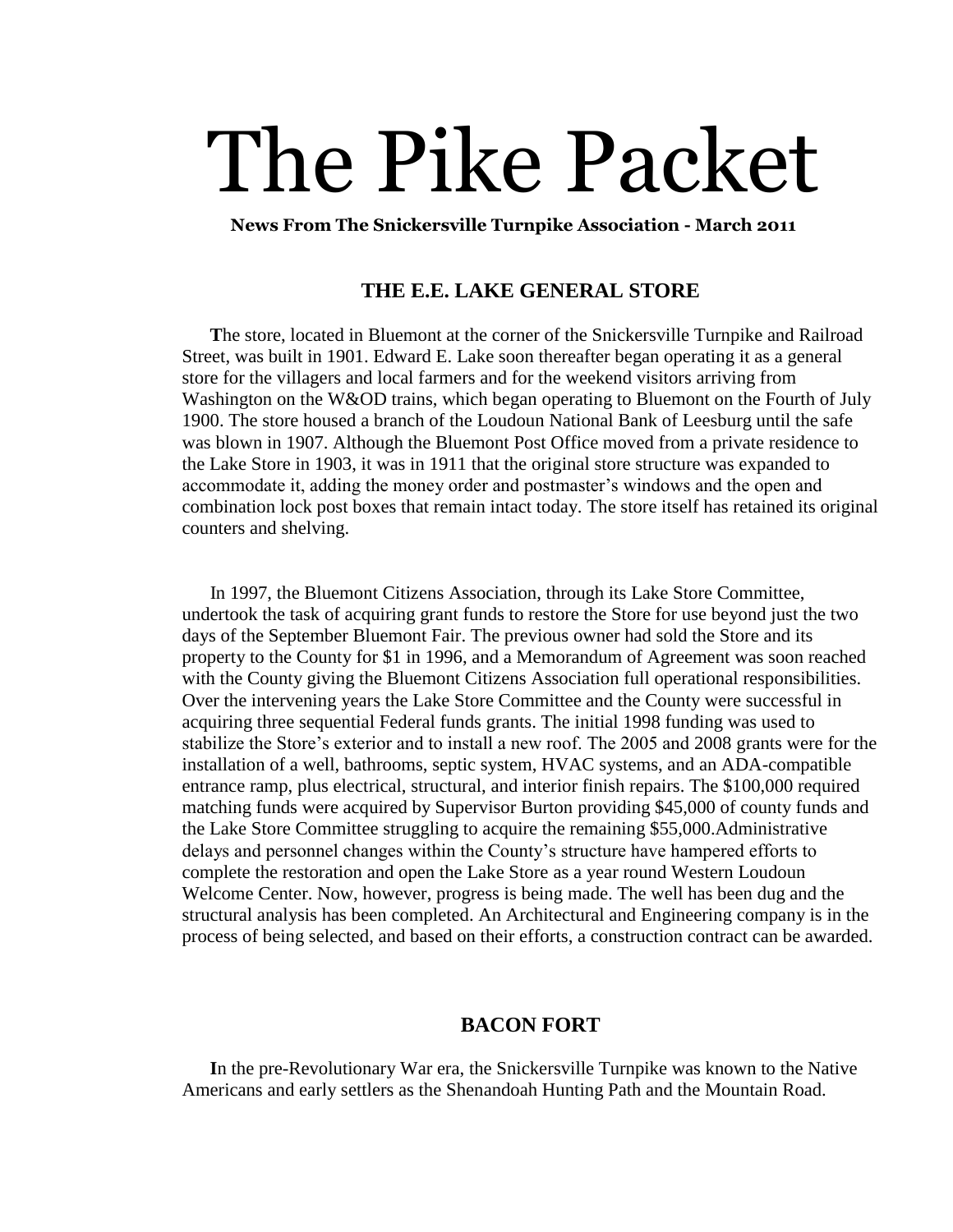# The Pike Packet

**News From The Snickersville Turnpike Association - March 2011**

## THE E.E. LAKE GENERAL STORE

**T**he store, located in Bluemont at the corner of the Snickersville Turnpike and Railroad Street, was built in 1901. Edward E. Lake soon thereafter began operating it as a general store for the villagers and local farmers and for the weekend visitors arriving from Washington on the W&OD trains, which began operating to Bluemont on the Fourth of July 1900. The store housed a branch of the Loudoun National Bank of Leesburg until the safe was blown in 1907. Although the Bluemont Post Office moved from a private residence to the Lake Store in 1903, it was in 1911 that the original store structure was expanded to accommodate it, adding the money order and postmaster's windows and the open and combination lock post boxes that remain intact today. The store itself has retained its original counters and shelving.

In 1997, the Bluemont Citizens Association, through its Lake Store Committee, undertook the task of acquiring grant funds to restore the Store for use beyond just the two days of the September Bluemont Fair. The previous owner had sold the Store and its property to the County for $1 in 1996, and a Memorandum of Agreement was soon reached with the County giving the Bluemont Citizens Association full operational responsibilities. Over the intervening years the Lake Store Committee and the County were successful in acquiring three sequential Federal funds grants. The initial 1998 funding was used to stabilize the Store's exterior and to install a new roof. The 2005 and 2008 grants were for the installation of a well, bathrooms, septic system, HVAC systems, and an ADA-compatible entrance ramp, plus electrical, structural, and interior finish repairs. The $100,000 required matching funds were acquired by Supervisor Burton providing $45,000 of county funds and the Lake Store Committee struggling to acquire the remaining $55,000.Administrative delays and personnel changes within the County's structure have hampered efforts to complete the restoration and open the Lake Store as a year round Western Loudoun Welcome Center. Now, however, progress is being made. The well has been dug and the structural analysis has been completed. An Architectural and Engineering company is in the process of being selected, and based on their efforts, a construction contract can be awarded.

## BACON FORT

**I**n the pre-Revolutionary War era, the Snickersville Turnpike was known to the Native Americans and early settlers as the Shenandoah Hunting Path and the Mountain Road.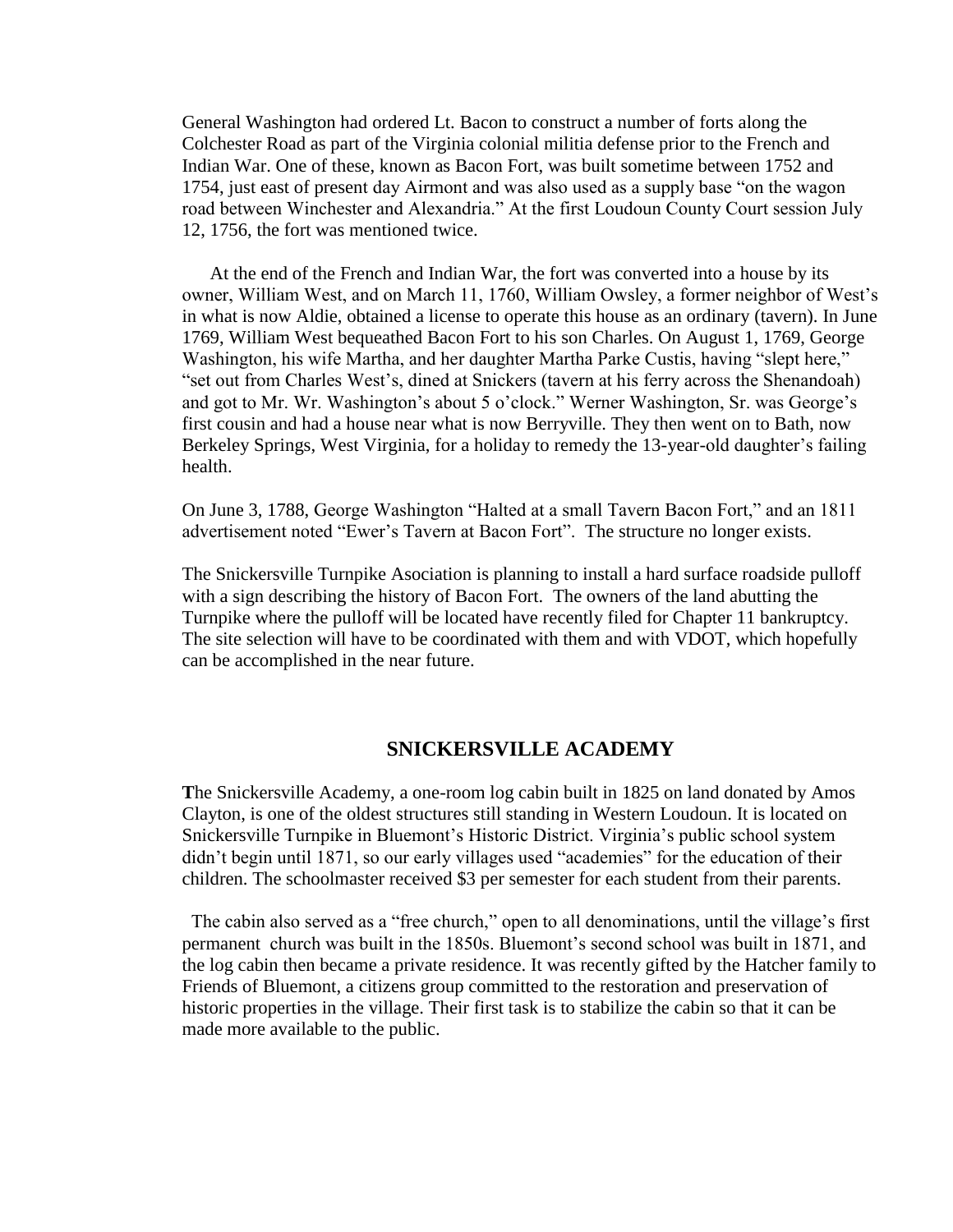General Washington had ordered Lt. Bacon to construct a number of forts along the Colchester Road as part of the Virginia colonial militia defense prior to the French and Indian War. One of these, known as Bacon Fort, was built sometime between 1752 and 1754, just east of present day Airmont and was also used as a supply base "on the wagon road between Winchester and Alexandria." At the first Loudoun County Court session July 12, 1756, the fort was mentioned twice.

At the end of the French and Indian War, the fort was converted into a house by its owner, William West, and on March 11, 1760, William Owsley, a former neighbor of West's in what is now Aldie, obtained a license to operate this house as an ordinary (tavern). In June 1769, William West bequeathed Bacon Fort to his son Charles. On August 1, 1769, George Washington, his wife Martha, and her daughter Martha Parke Custis, having "slept here," "set out from Charles West's, dined at Snickers (tavern at his ferry across the Shenandoah) and got to Mr. Wr. Washington's about 5 o'clock." Werner Washington, Sr. was George's first cousin and had a house near what is now Berryville. They then went on to Bath, now Berkeley Springs, West Virginia, for a holiday to remedy the 13-year-old daughter's failing health.

On June 3, 1788, George Washington "Halted at a small Tavern Bacon Fort," and an 1811 advertisement noted "Ewer's Tavern at Bacon Fort". The structure no longer exists.

The Snickersville Turnpike Asociation is planning to install a hard surface roadside pulloff with a sign describing the history of Bacon Fort. The owners of the land abutting the Turnpike where the pulloff will be located have recently filed for Chapter 11 bankruptcy. The site selection will have to be coordinated with them and with VDOT, which hopefully can be accomplished in the near future.

## SNICKERSVILLE ACADEMY

**T**he Snickersville Academy, a one-room log cabin built in 1825 on land donated by Amos Clayton, is one of the oldest structures still standing in Western Loudoun. It is located on Snickersville Turnpike in Bluemont's Historic District. Virginia's public school system didn't begin until 1871, so our early villages used "academies" for the education of their children. The schoolmaster received $3 per semester for each student from their parents.

The cabin also served as a "free church," open to all denominations, until the village's first permanent church was built in the 1850s. Bluemont's second school was built in 1871, and the log cabin then became a private residence. It was recently gifted by the Hatcher family to Friends of Bluemont, a citizens group committed to the restoration and preservation of historic properties in the village. Their first task is to stabilize the cabin so that it can be made more available to the public.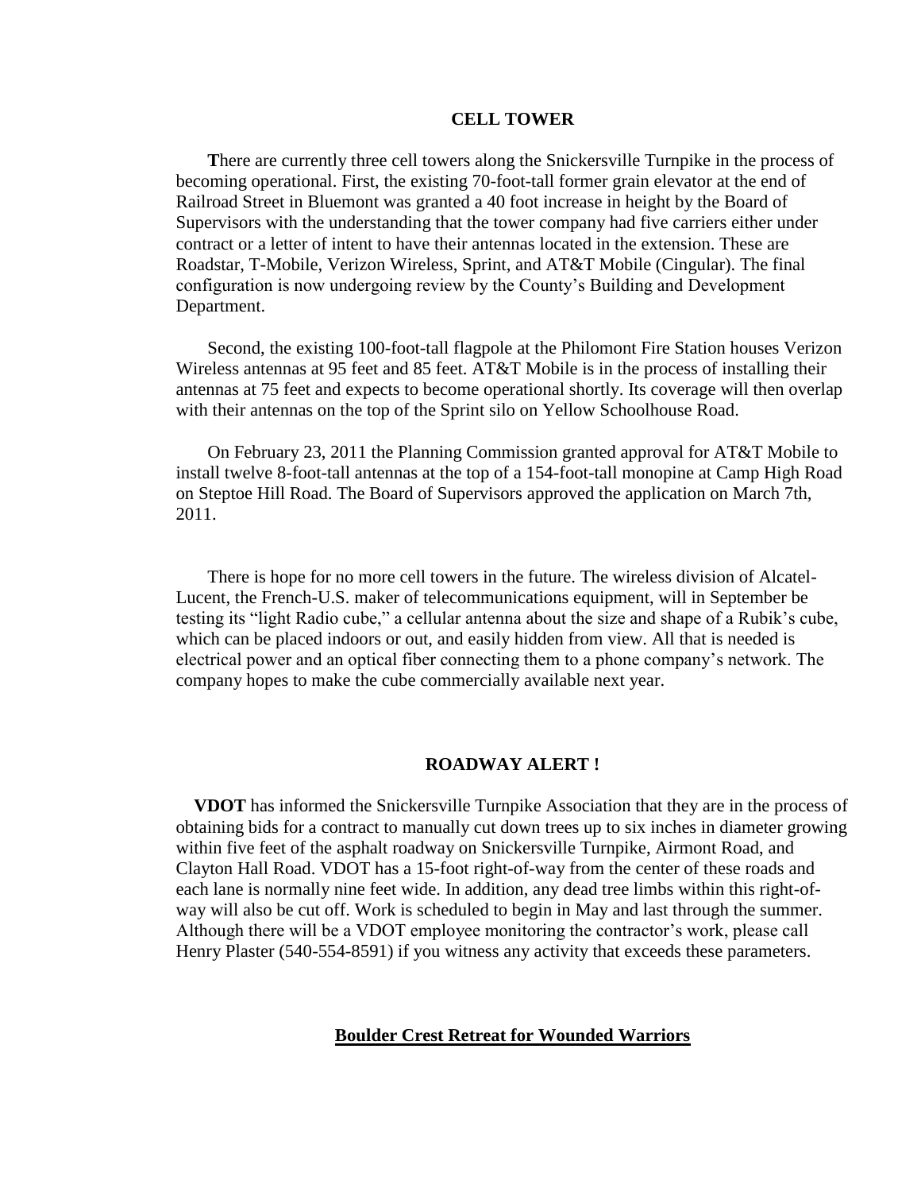## CELL TOWER

**T**here are currently three cell towers along the Snickersville Turnpike in the process of becoming operational. First, the existing 70-foot-tall former grain elevator at the end of Railroad Street in Bluemont was granted a 40 foot increase in height by the Board of Supervisors with the understanding that the tower company had five carriers either under contract or a letter of intent to have their antennas located in the extension. These are Roadstar, T-Mobile, Verizon Wireless, Sprint, and AT&T Mobile (Cingular). The final configuration is now undergoing review by the County's Building and Development Department.

Second, the existing 100-foot-tall flagpole at the Philomont Fire Station houses Verizon Wireless antennas at 95 feet and 85 feet. AT&T Mobile is in the process of installing their antennas at 75 feet and expects to become operational shortly. Its coverage will then overlap with their antennas on the top of the Sprint silo on Yellow Schoolhouse Road.

On February 23, 2011 the Planning Commission granted approval for AT&T Mobile to install twelve 8-foot-tall antennas at the top of a 154-foot-tall monopine at Camp High Road on Steptoe Hill Road. The Board of Supervisors approved the application on March 7th, 2011.

There is hope for no more cell towers in the future. The wireless division of Alcatel-Lucent, the French-U.S. maker of telecommunications equipment, will in September be testing its "light Radio cube," a cellular antenna about the size and shape of a Rubik's cube, which can be placed indoors or out, and easily hidden from view. All that is needed is electrical power and an optical fiber connecting them to a phone company's network. The company hopes to make the cube commercially available next year.

## ROADWAY ALERT !

**VDOT** has informed the Snickersville Turnpike Association that they are in the process of obtaining bids for a contract to manually cut down trees up to six inches in diameter growing within five feet of the asphalt roadway on Snickersville Turnpike, Airmont Road, and Clayton Hall Road. VDOT has a 15-foot right-of-way from the center of these roads and each lane is normally nine feet wide. In addition, any dead tree limbs within this right-of-way will also be cut off. Work is scheduled to begin in May and last through the summer. Although there will be a VDOT employee monitoring the contractor's work, please call Henry Plaster (540-554-8591) if you witness any activity that exceeds these parameters.

## Boulder Crest Retreat for Wounded Warriors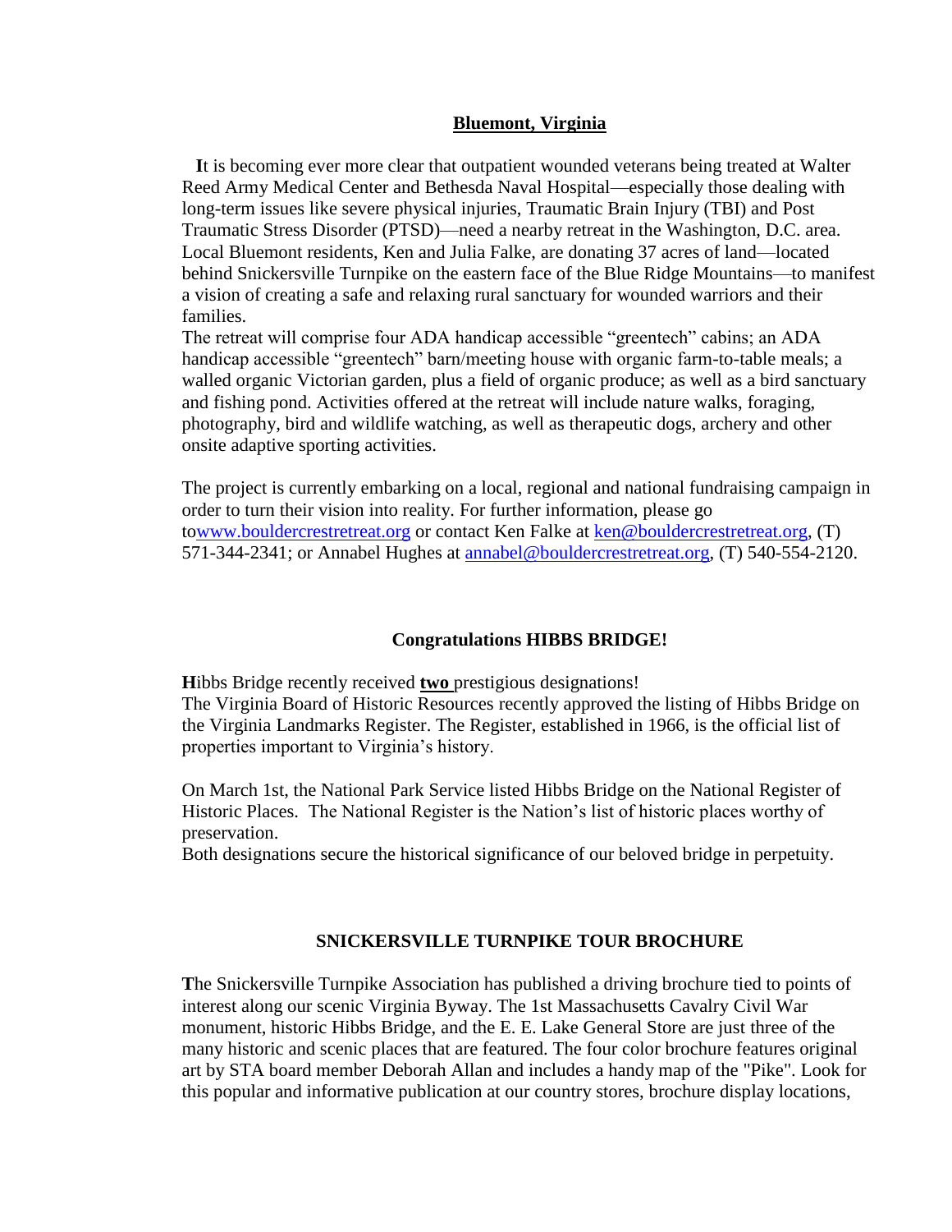## Bluemont, Virginia

It is becoming ever more clear that outpatient wounded veterans being treated at Walter Reed Army Medical Center and Bethesda Naval Hospital—especially those dealing with long-term issues like severe physical injuries, Traumatic Brain Injury (TBI) and Post Traumatic Stress Disorder (PTSD)—need a nearby retreat in the Washington, D.C. area. Local Bluemont residents, Ken and Julia Falke, are donating 37 acres of land—located behind Snickersville Turnpike on the eastern face of the Blue Ridge Mountains—to manifest a vision of creating a safe and relaxing rural sanctuary for wounded warriors and their families.

The retreat will comprise four ADA handicap accessible "greentech" cabins; an ADA handicap accessible "greentech" barn/meeting house with organic farm-to-table meals; a walled organic Victorian garden, plus a field of organic produce; as well as a bird sanctuary and fishing pond. Activities offered at the retreat will include nature walks, foraging, photography, bird and wildlife watching, as well as therapeutic dogs, archery and other onsite adaptive sporting activities.

The project is currently embarking on a local, regional and national fundraising campaign in order to turn their vision into reality. For further information, please go towww.bouldercrestretreat.org or contact Ken Falke at ken@bouldercrestretreat.org, (T) 571-344-2341; or Annabel Hughes at annabel@bouldercrestretreat.org, (T) 540-554-2120.

## Congratulations HIBBS BRIDGE!

**H**ibbs Bridge recently received **two** prestigious designations!

The Virginia Board of Historic Resources recently approved the listing of Hibbs Bridge on the Virginia Landmarks Register. The Register, established in 1966, is the official list of properties important to Virginia's history.

On March 1st, the National Park Service listed Hibbs Bridge on the National Register of Historic Places. The National Register is the Nation's list of historic places worthy of preservation.

Both designations secure the historical significance of our beloved bridge in perpetuity.

## SNICKERSVILLE TURNPIKE TOUR BROCHURE

**T**he Snickersville Turnpike Association has published a driving brochure tied to points of interest along our scenic Virginia Byway. The 1st Massachusetts Cavalry Civil War monument, historic Hibbs Bridge, and the E. E. Lake General Store are just three of the many historic and scenic places that are featured. The four color brochure features original art by STA board member Deborah Allan and includes a handy map of the "Pike". Look for this popular and informative publication at our country stores, brochure display locations,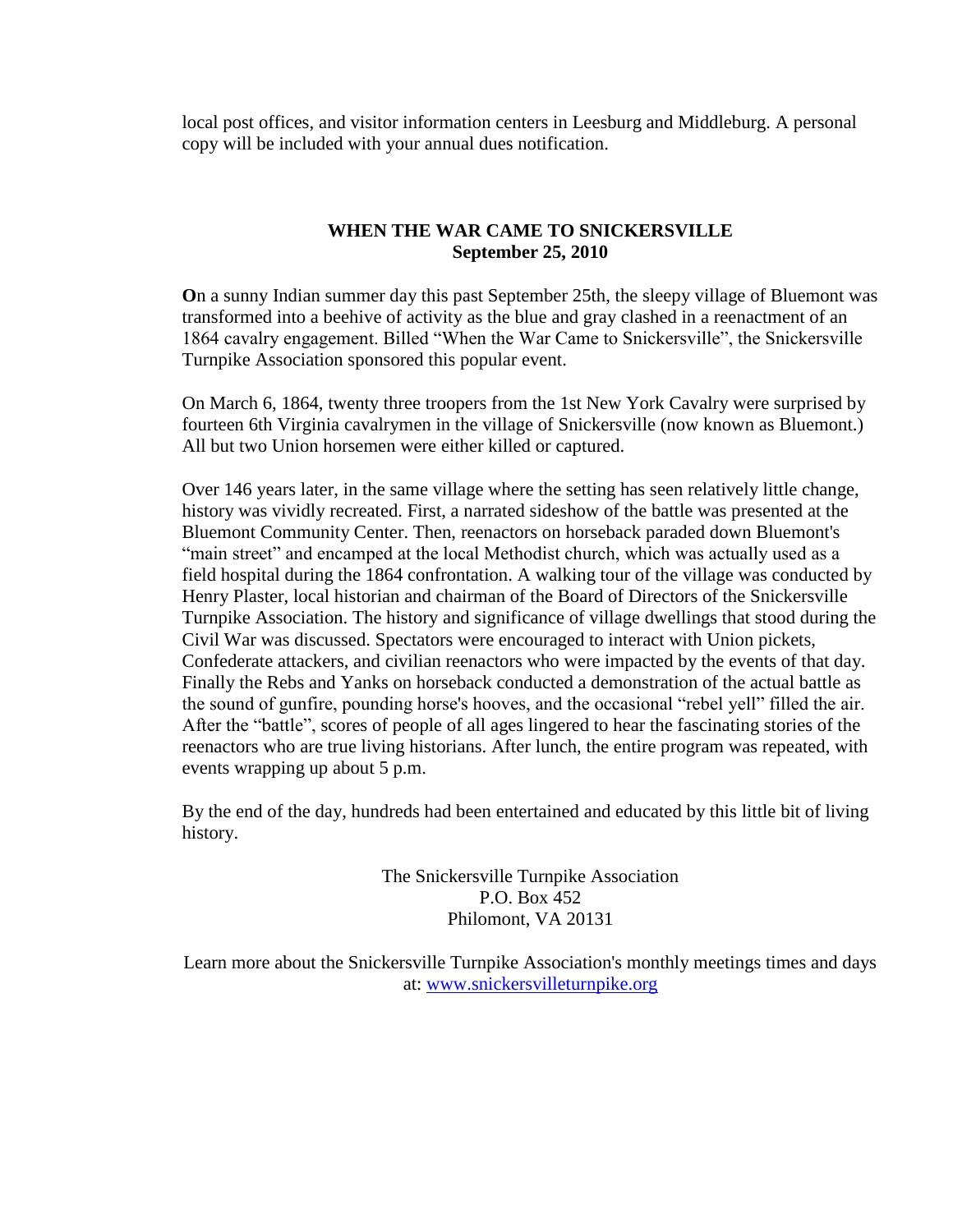local post offices, and visitor information centers in Leesburg and Middleburg. A personal copy will be included with your annual dues notification.

## WHEN THE WAR CAME TO SNICKERSVILLE
**September 25, 2010**

**O**n a sunny Indian summer day this past September 25th, the sleepy village of Bluemont was transformed into a beehive of activity as the blue and gray clashed in a reenactment of an 1864 cavalry engagement. Billed "When the War Came to Snickersville", the Snickersville Turnpike Association sponsored this popular event.

On March 6, 1864, twenty three troopers from the 1st New York Cavalry were surprised by fourteen 6th Virginia cavalrymen in the village of Snickersville (now known as Bluemont.) All but two Union horsemen were either killed or captured.

Over 146 years later, in the same village where the setting has seen relatively little change, history was vividly recreated. First, a narrated sideshow of the battle was presented at the Bluemont Community Center. Then, reenactors on horseback paraded down Bluemont's "main street" and encamped at the local Methodist church, which was actually used as a field hospital during the 1864 confrontation. A walking tour of the village was conducted by Henry Plaster, local historian and chairman of the Board of Directors of the Snickersville Turnpike Association. The history and significance of village dwellings that stood during the Civil War was discussed. Spectators were encouraged to interact with Union pickets, Confederate attackers, and civilian reenactors who were impacted by the events of that day. Finally the Rebs and Yanks on horseback conducted a demonstration of the actual battle as the sound of gunfire, pounding horse's hooves, and the occasional "rebel yell" filled the air. After the "battle", scores of people of all ages lingered to hear the fascinating stories of the reenactors who are true living historians. After lunch, the entire program was repeated, with events wrapping up about 5 p.m.

By the end of the day, hundreds had been entertained and educated by this little bit of living history.

The Snickersville Turnpike Association
P.O. Box 452
Philomont, VA 20131

Learn more about the Snickersville Turnpike Association's monthly meetings times and days at: [www.snickersvilleturnpike.org](http://www.snickersvilleturnpike.org)